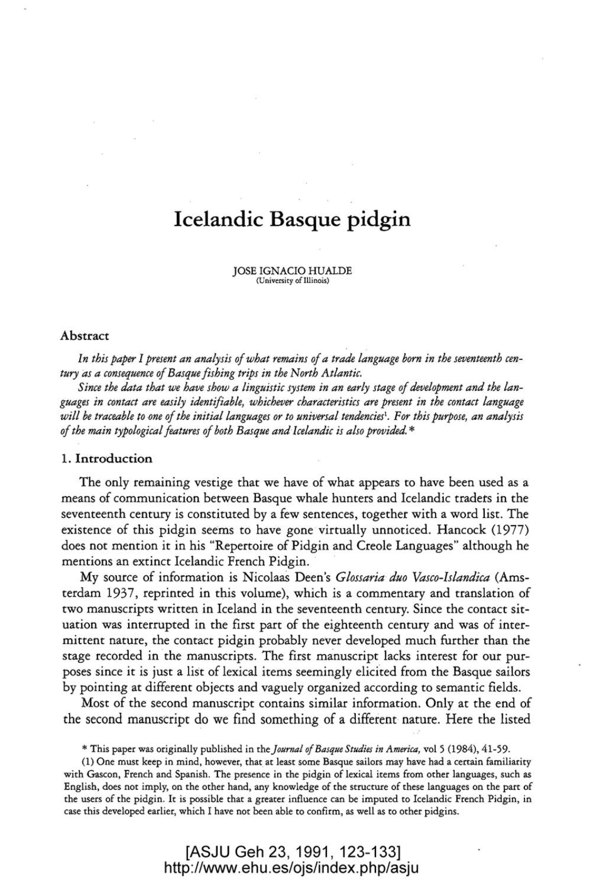# Icelandic Basque pidgin

JOSE IGNACIO HUALDE
(University of Illinois)

## Abstract

*In this paper I present an analysis of what remains of a trade language born in the seventeenth century as a consequence of Basque fishing trips in the North Atlantic.*

*Since the data that we have show a linguistic system in an early stage of development and the languages in contact are easily identifiable, whichever characteristics are present in the contact language will be traceable to one of the initial languages or to universal tendencies*[1]. *For this purpose, an analysis of the main typological features of both Basque and Icelandic is also provided.* *

## 1. Introduction

The only remaining vestige that we have of what appears to have been used as a means of communication between Basque whale hunters and Icelandic traders in the seventeenth century is constituted by a few sentences, together with a word list. The existence of this pidgin seems to have gone virtually unnoticed. Hancock (1977) does not mention it in his "Repertoire of Pidgin and Creole Languages" although he mentions an extinct Icelandic French Pidgin.

My source of information is Nicolaas Deen's *Glossaria duo Vasco-Islandica* (Amsterdam 1937, reprinted in this volume), which is a commentary and translation of two manuscripts written in Iceland in the seventeenth century. Since the contact situation was interrupted in the first part of the eighteenth century and was of intermittent nature, the contact pidgin probably never developed much further than the stage recorded in the manuscripts. The first manuscript lacks interest for our purposes since it is just a list of lexical items seemingly elicited from the Basque sailors by pointing at different objects and vaguely organized according to semantic fields.

Most of the second manuscript contains similar information. Only at the end of the second manuscript do we find something of a different nature. Here the listed

\* This paper was originally published in the *Journal of Basque Studies in America*, vol 5 (1984), 41-59.

(1) One must keep in mind, however, that at least some Basque sailors may have had a certain familiarity with Gascon, French and Spanish. The presence in the pidgin of lexical items from other languages, such as English, does not imply, on the other hand, any knowledge of the structure of these languages on the part of the users of the pidgin. It is possible that a greater influence can be imputed to Icelandic French Pidgin, in case this developed earlier, which I have not been able to confirm, as well as to other pidgins.

[ASJU Geh 23, 1991, 123-133]
http://www.ehu.es/ojs/index.php/asju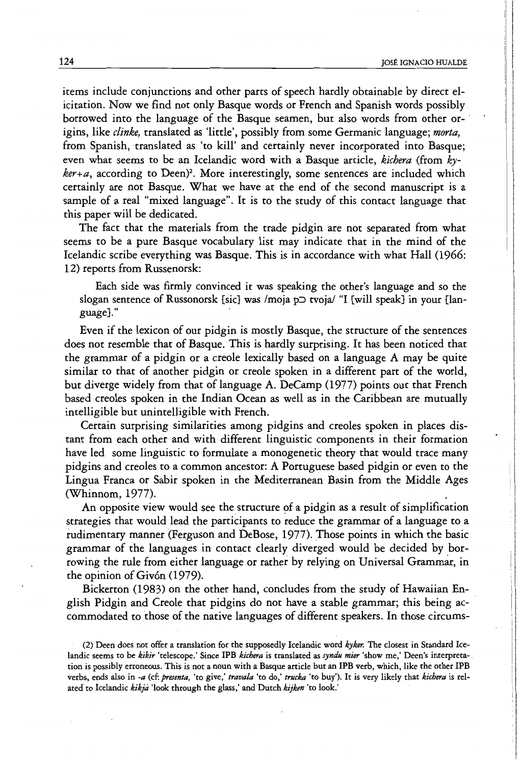items include conjunctions and other parts of speech hardly obtainable by direct elicitation. Now we find not only Basque words or French and Spanish words possibly borrowed into the language of the Basque seamen, but also words from other origins, like *clinke*, translated as 'little', possibly from some Germanic language; *morta*, from Spanish, translated as 'to kill' and certainly never incorporated into Basque; even what seems to be an Icelandic word with a Basque article, *kichera* (from *kyker+a*, according to Deen)[2]. More interestingly, some sentences are included which certainly are not Basque. What we have at the end of the second manuscript is a sample of a real "mixed language". It is to the study of this contact language that this paper will be dedicated.

The fact that the materials from the trade pidgin are not separated from what seems to be a pure Basque vocabulary list may indicate that in the mind of the Icelandic scribe everything was Basque. This is in accordance with what Hall (1966: 12) reports from Russenorsk:

> Each side was firmly convinced it was speaking the other's language and so the slogan sentence of Russonorsk [sic] was /moja pɔ tvoja/ "I [will speak] in your [language]."

Even if the lexicon of our pidgin is mostly Basque, the structure of the sentences does not resemble that of Basque. This is hardly surprising. It has been noticed that the grammar of a pidgin or a creole lexically based on a language A may be quite similar to that of another pidgin or creole spoken in a different part of the world, but diverge widely from that of language A. DeCamp (1977) points out that French based creoles spoken in the Indian Ocean as well as in the Caribbean are mutually intelligible but unintelligible with French.

Certain surprising similarities among pidgins and creoles spoken in places distant from each other and with different linguistic components in their formation have led some linguistic to formulate a monogenetic theory that would trace many pidgins and creoles to a common ancestor: A Portuguese based pidgin or even to the Lingua Franca or Sabir spoken in the Mediterranean Basin from the Middle Ages (Whinnom, 1977).

An opposite view would see the structure of a pidgin as a result of simplification strategies that would lead the participants to reduce the grammar of a language to a rudimentary manner (Ferguson and DeBose, 1977). Those points in which the basic grammar of the languages in contact clearly diverged would be decided by borrowing the rule from either language or rather by relying on Universal Grammar, in the opinion of Givón (1979).

Bickerton (1983) on the other hand, concludes from the study of Hawaiian English Pidgin and Creole that pidgins do not have a stable grammar; this being accommodated to those of the native languages of different speakers. In those circums-

(2) Deen does not offer a translation for the supposedly Icelandic word *kyker*. The closest in Standard Icelandic seems to be *kíkir* 'telescope.' Since IPB *kichera* is translated as *syndu mier* 'show me,' Deen's interpretation is possibly erroneous. This is not a noun with a Basque article but an IPB verb, which, like the other IPB verbs, ends also in *-a* (cf. *presenta*, 'to give,' *travala* 'to do,' *trucka* 'to buy'). It is very likely that *kichera* is related to Icelandic *kíkja* 'look through the glass,' and Dutch *kijken* 'to look.'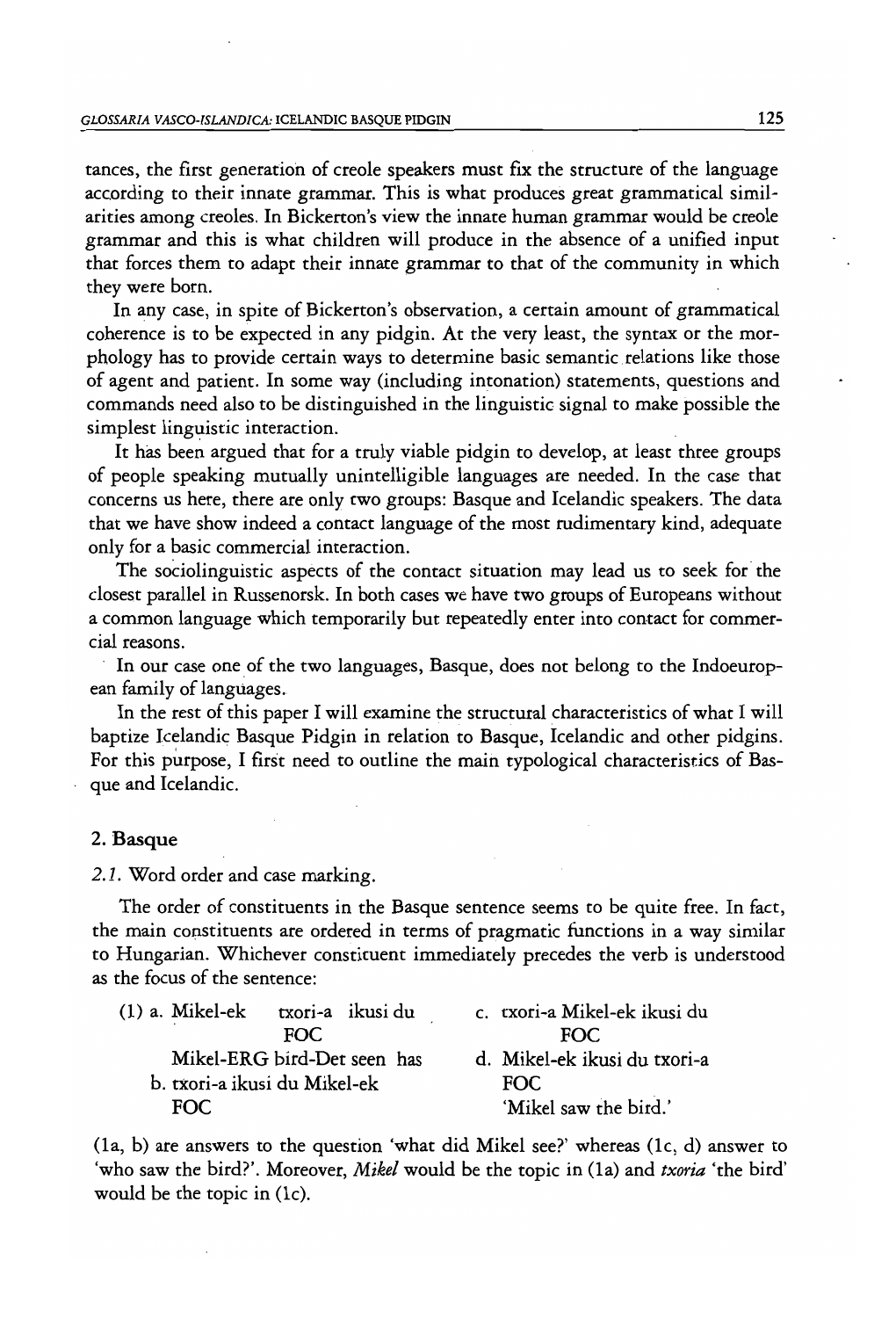tances, the first generation of creole speakers must fix the structure of the language according to their innate grammar. This is what produces great grammatical similarities among creoles. In Bickerton's view the innate human grammar would be creole grammar and this is what children will produce in the absence of a unified input that forces them to adapt their innate grammar to that of the community in which they were born.

In any case, in spite of Bickerton's observation, a certain amount of grammatical coherence is to be expected in any pidgin. At the very least, the syntax or the morphology has to provide certain ways to determine basic semantic relations like those of agent and patient. In some way (including intonation) statements, questions and commands need also to be distinguished in the linguistic signal to make possible the simplest linguistic interaction.

It has been argued that for a truly viable pidgin to develop, at least three groups of people speaking mutually unintelligible languages are needed. In the case that concerns us here, there are only two groups: Basque and Icelandic speakers. The data that we have show indeed a contact language of the most rudimentary kind, adequate only for a basic commercial interaction.

The sociolinguistic aspects of the contact situation may lead us to seek for the closest parallel in Russenorsk. In both cases we have two groups of Europeans without a common language which temporarily but repeatedly enter into contact for commercial reasons.

In our case one of the two languages, Basque, does not belong to the Indoeuropean family of languages.

In the rest of this paper I will examine the structural characteristics of what I will baptize Icelandic Basque Pidgin in relation to Basque, Icelandic and other pidgins. For this purpose, I first need to outline the main typological characteristics of Basque and Icelandic.

## 2. Basque

### *2.1.* Word order and case marking.

The order of constituents in the Basque sentence seems to be quite free. In fact, the main constituents are ordered in terms of pragmatic functions in a way similar to Hungarian. Whichever constituent immediately precedes the verb is understood as the focus of the sentence:

(1) a. Mikel-ek txori-a ikusi du
  FOC (under txori-a)
  Mikel-ERG bird-Det seen has

b. txori-a ikusi du Mikel-ek
  FOC (under txori-a)

c. txori-a Mikel-ek ikusi du
  FOC (under Mikel-ek)

d. Mikel-ek ikusi du txori-a
  FOC (under Mikel-ek)
  'Mikel saw the bird.'

(1a, b) are answers to the question 'what did Mikel see?' whereas (1c, d) answer to 'who saw the bird?'. Moreover, *Mikel* would be the topic in (1a) and *txoria* 'the bird' would be the topic in (1c).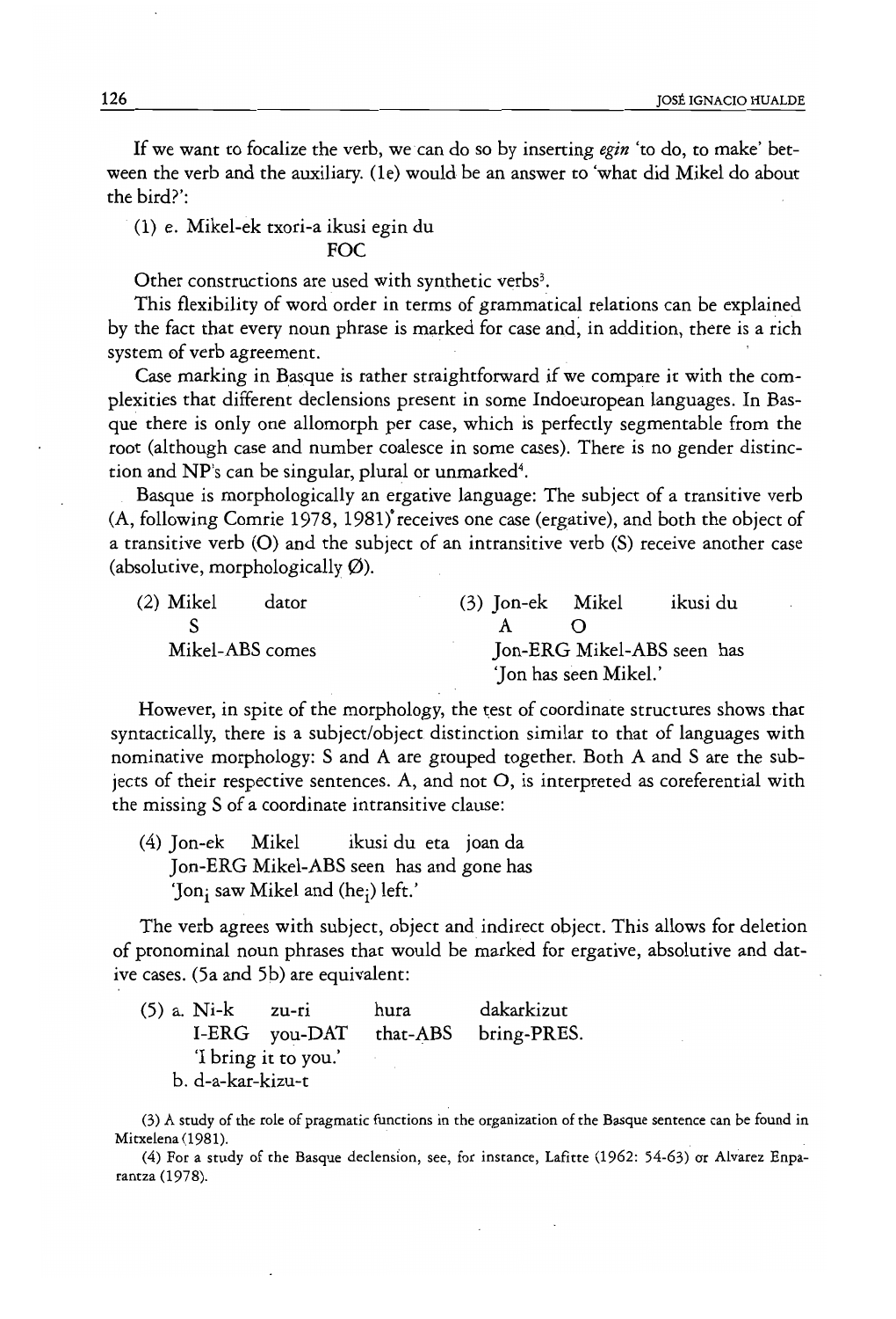If we want to focalize the verb, we can do so by inserting *egin* 'to do, to make' between the verb and the auxiliary. (1e) would be an answer to 'what did Mikel do about the bird?':

(1) e. Mikel-ek txori-a ikusi egin du
                                         FOC

Other constructions are used with synthetic verbs[3].

This flexibility of word order in terms of grammatical relations can be explained by the fact that every noun phrase is marked for case and, in addition, there is a rich system of verb agreement.

Case marking in Basque is rather straightforward if we compare it with the complexities that different declensions present in some Indoeuropean languages. In Basque there is only one allomorph per case, which is perfectly segmentable from the root (although case and number coalesce in some cases). There is no gender distinction and NP's can be singular, plural or unmarked[4].

Basque is morphologically an ergative language: The subject of a transitive verb (A, following Comrie 1978, 1981) receives one case (ergative), and both the object of a transitive verb (O) and the subject of an intransitive verb (S) receive another case (absolutive, morphologically Ø).

(2) Mikel      dator
      S
      Mikel-ABS comes

(3) Jon-ek   Mikel      ikusi du
      A          O
      Jon-ERG Mikel-ABS seen has
      'Jon has seen Mikel.'

However, in spite of the morphology, the test of coordinate structures shows that syntactically, there is a subject/object distinction similar to that of languages with nominative morphology: S and A are grouped together. Both A and S are the subjects of their respective sentences. A, and not O, is interpreted as coreferential with the missing S of a coordinate intransitive clause:

(4) Jon-ek   Mikel      ikusi du eta joan da
      Jon-ERG Mikel-ABS seen has and gone has
      'Jon$_i$ saw Mikel and (he$_i$) left.'

The verb agrees with subject, object and indirect object. This allows for deletion of pronominal noun phrases that would be marked for ergative, absolutive and dative cases. (5a and 5b) are equivalent:

(5) a. Ni-k     zu-ri       hura        dakarkizut
          I-ERG  you-DAT  that-ABS  bring-PRES.
          'I bring it to you.'
      b. d-a-kar-kizu-t

(3) A study of the role of pragmatic functions in the organization of the Basque sentence can be found in Mitxelena (1981).

(4) For a study of the Basque declension, see, for instance, Lafitte (1962: 54-63) or Alvarez Enparantza (1978).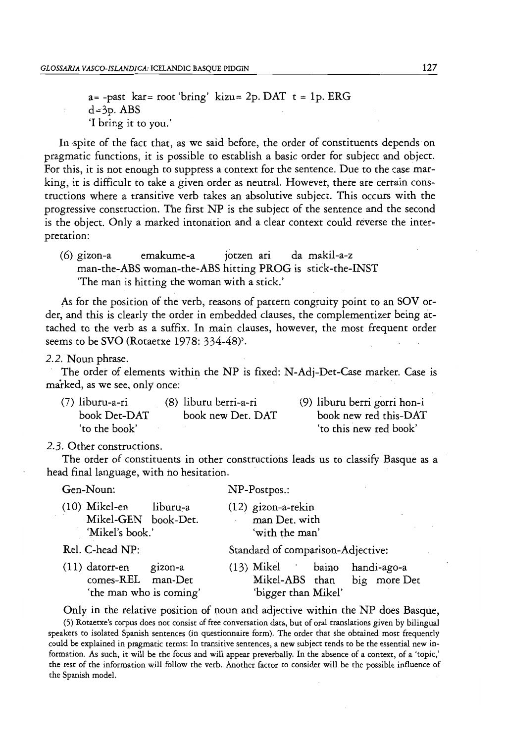a= -past kar= root 'bring' kizu= 2p. DAT t = 1p. ERG
d=3p. ABS
'I bring it to you.'

In spite of the fact that, as we said before, the order of constituents depends on pragmatic functions, it is possible to establish a basic order for subject and object. For this, it is not enough to suppress a context for the sentence. Due to the case marking, it is difficult to take a given order as neutral. However, there are certain constructions where a transitive verb takes an absolutive subject. This occurs with the progressive construction. The first NP is the subject of the sentence and the second is the object. Only a marked intonation and a clear context could reverse the interpretation:

(6) gizon-a emakume-a jotzen ari da makil-a-z
man-the-ABS woman-the-ABS hitting PROG is stick-the-INST
'The man is hitting the woman with a stick.'

As for the position of the verb, reasons of pattern congruity point to an SOV order, and this is clearly the order in embedded clauses, the complementizer being attached to the verb as a suffix. In main clauses, however, the most frequent order seems to be SVO (Rotaetxe 1978: 334-48)[5].

*2.2.* Noun phrase.

The order of elements within the NP is fixed: N-Adj-Det-Case marker. Case is marked, as we see, only once:

(7) liburu-a-ri
book Det-DAT
'to the book'

(8) liburu berri-a-ri
book new Det. DAT

(9) liburu berri gorri hon-i
book new red this-DAT
'to this new red book'

*2.3.* Other constructions.

The order of constituents in other constructions leads us to classify Basque as a head final language, with no hesitation.

Gen-Noun:

(10) Mikel-en liburu-a
Mikel-GEN book-Det.
'Mikel's book.'

Rel. C-head NP:

(11) datorr-en gizon-a
comes-REL man-Det
'the man who is coming'

NP-Postpos.:

(12) gizon-a-rekin
man Det. with
'with the man'

Standard of comparison-Adjective:

(13) Mikel baino handi-ago-a
Mikel-ABS than big more Det
'bigger than Mikel'

Only in the relative position of noun and adjective within the NP does Basque,

(5) Rotaetxe's corpus does not consist of free conversation data, but of oral translations given by bilingual speakers to isolated Spanish sentences (in questionnaire form). The order that she obtained most frequently could be explained in pragmatic terms: In transitive sentences, a new subject tends to be the essential new information. As such, it will be the focus and will appear preverbally. In the absence of a context, of a 'topic,' the rest of the information will follow the verb. Another factor to consider will be the possible influence of the Spanish model.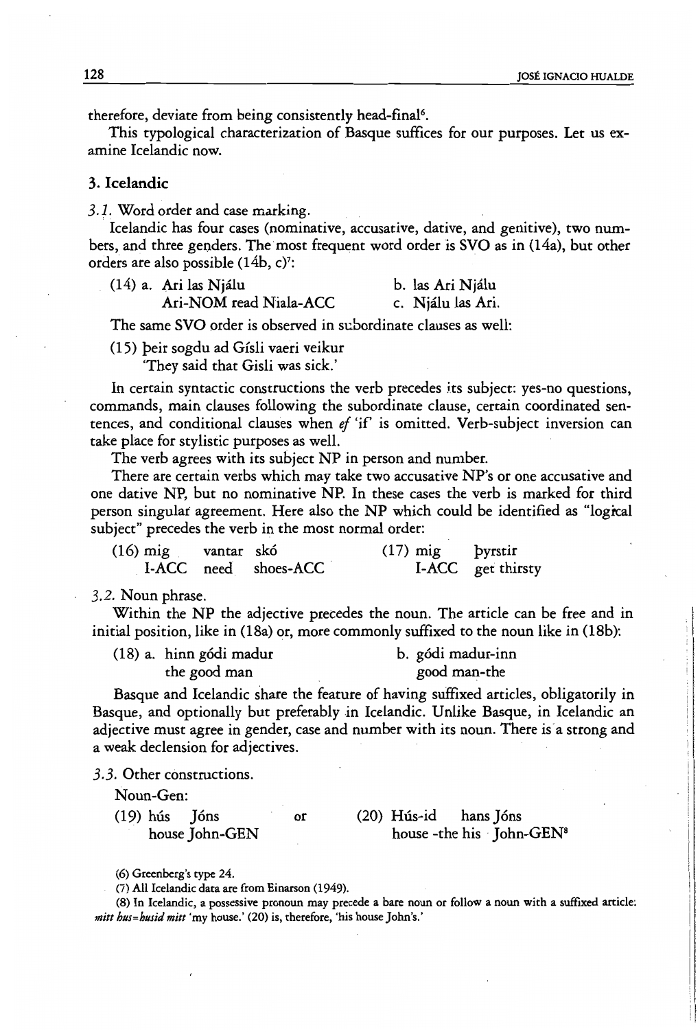therefore, deviate from being consistently head-final[6].

This typological characterization of Basque suffices for our purposes. Let us examine Icelandic now.

## 3. Icelandic

*3.1.* Word order and case marking.

Icelandic has four cases (nominative, accusative, dative, and genitive), two numbers, and three genders. The most frequent word order is SVO as in (14a), but other orders are also possible (14b, c)[7]:

(14) a. Ari las Njálu
 Ari-NOM read Niala-ACC

 b. las Ari Njálu

 c. Njálu las Ari.

The same SVO order is observed in subordinate clauses as well:

(15) þeir sogdu ad Gísli vaeri veikur
 'They said that Gisli was sick.'

In certain syntactic constructions the verb precedes its subject: yes-no questions, commands, main clauses following the subordinate clause, certain coordinated sentences, and conditional clauses when *ef* 'if' is omitted. Verb-subject inversion can take place for stylistic purposes as well.

The verb agrees with its subject NP in person and number.

There are certain verbs which may take two accusative NP's or one accusative and one dative NP, but no nominative NP. In these cases the verb is marked for third person singular agreement. Here also the NP which could be identified as "logical subject" precedes the verb in the most normal order:

(16) mig vantar skó
 I-ACC need shoes-ACC

(17) mig þyrstir
 I-ACC get thirsty

*3.2.* Noun phrase.

Within the NP the adjective precedes the noun. The article can be free and in initial position, like in (18a) or, more commonly suffixed to the noun like in (18b):

(18) a. hinn gódi madur
 the good man

 b. gódi madur-inn
 good man-the

Basque and Icelandic share the feature of having suffixed articles, obligatorily in Basque, and optionally but preferably in Icelandic. Unlike Basque, in Icelandic an adjective must agree in gender, case and number with its noun. There is a strong and a weak declension for adjectives.

*3.3.* Other constructions.

Noun-Gen:

(19) hús Jóns
 house John-GEN

or

(20) Hús-id hans Jóns
 house -the his John-GEN[8]

---

(6) Greenberg's type 24.

(7) All Icelandic data are from Einarson (1949).

(8) In Icelandic, a possessive pronoun may precede a bare noun or follow a noun with a suffixed article: *mitt hus=husid mitt* 'my house.' (20) is, therefore, 'his house John's.'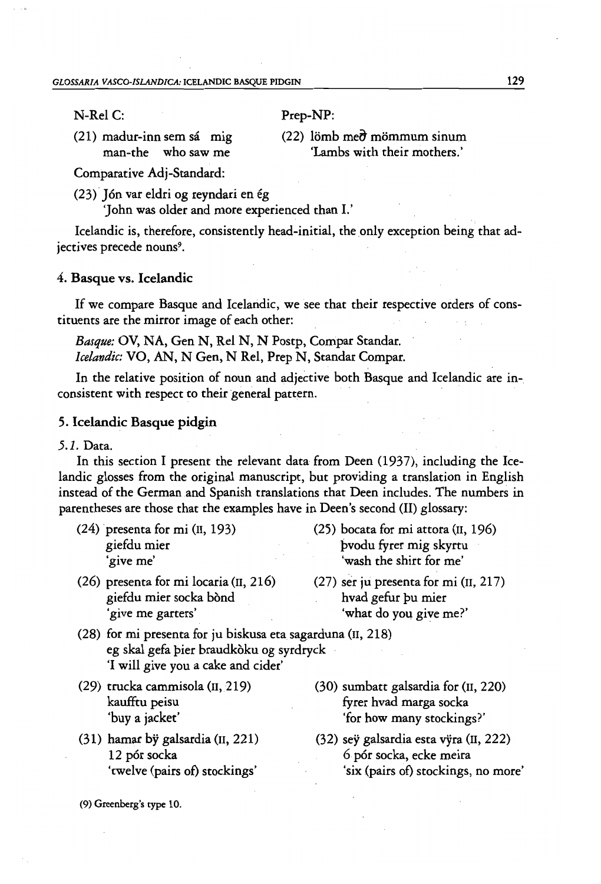N-Rel C:

(21) madur-inn sem sá mig
man-the who saw me

Prep-NP:

(22) lömb með mömmum sinum
'Lambs with their mothers.'

Comparative Adj-Standard:

(23) Jón var eldri og reyndari en ég
'John was older and more experienced than I.'

Icelandic is, therefore, consistently head-initial, the only exception being that adjectives precede nouns[9].

## 4. Basque vs. Icelandic

If we compare Basque and Icelandic, we see that their respective orders of constituents are the mirror image of each other:

*Basque:* OV, NA, Gen N, Rel N, N Postp, Compar Standar.
*Icelandic:* VO, AN, N Gen, N Rel, Prep N, Standar Compar.

In the relative position of noun and adjective both Basque and Icelandic are inconsistent with respect to their general pattern.

## 5. Icelandic Basque pidgin

*5.1.* Data.

In this section I present the relevant data from Deen (1937), including the Icelandic glosses from the original manuscript, but providing a translation in English instead of the German and Spanish translations that Deen includes. The numbers in parentheses are those that the examples have in Deen's second (II) glossary:

(24) presenta for mi (II, 193)
giefdu mier
'give me'

(25) bocata for mi attora (II, 196)
þvodu fyrer mig skyrtu
'wash the shirt for me'

(26) presenta for mi locaria (II, 216)
giefdu mier socka bònd
'give me garters'

(27) ser ju presenta for mi (II, 217)
hvad gefur þu mier
'what do you give me?'

(28) for mi presenta for ju biskusa eta sagarduna (II, 218)
eg skal gefa þier braudkòku og syrdryck
'I will give you a cake and cider'

(29) trucka cammisola (II, 219)
kaufftu peisu
'buy a jacket'

(30) sumbatt galsardia for (II, 220)
fyrer hvad marga socka
'for how many stockings?'

(31) hamar bÿ galsardia (II, 221)
12 pór socka
'twelve (pairs of) stockings'

(32) seÿ galsardia esta vÿra (II, 222)
6 pór socka, ecke meira
'six (pairs of) stockings, no more'

(9) Greenberg's type 10.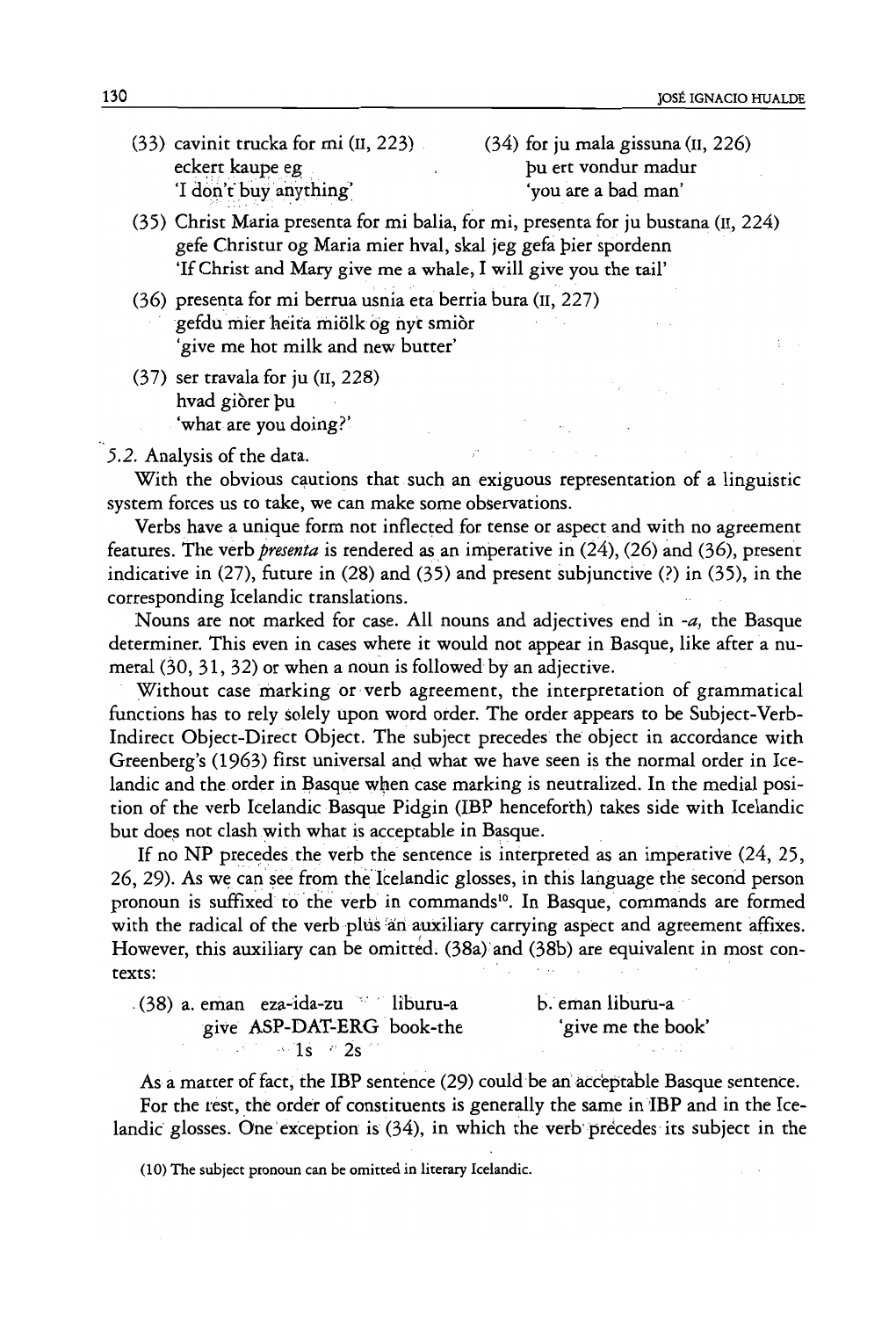(33) cavinit trucka for mi (II, 223)
eckert kaupe eg
'I don't buy anything'

(34) for ju mala gissuna (II, 226)
þu ert vondur madur
'you are a bad man'

(35) Christ Maria presenta for mi balia, for mi, presenta for ju bustana (II, 224)
gefe Christur og Maria mier hval, skal jeg gefa þier spordenn
'If Christ and Mary give me a whale, I will give you the tail'

(36) presenta for mi berrua usnia eta berria bura (II, 227)
gefdu mier heita miölk og nyt smiör
'give me hot milk and new butter'

(37) ser travala for ju (II, 228)
hvad giörer þu
'what are you doing?'

*5.2. Analysis of the data.*

With the obvious cautions that such an exiguous representation of a linguistic system forces us to take, we can make some observations.

Verbs have a unique form not inflected for tense or aspect and with no agreement features. The verb *presenta* is rendered as an imperative in (24), (26) and (36), present indicative in (27), future in (28) and (35) and present subjunctive (?) in (35), in the corresponding Icelandic translations.

Nouns are not marked for case. All nouns and adjectives end in *-a*, the Basque determiner. This even in cases where it would not appear in Basque, like after a numeral (30, 31, 32) or when a noun is followed by an adjective.

Without case marking or verb agreement, the interpretation of grammatical functions has to rely solely upon word order. The order appears to be Subject-Verb-Indirect Object-Direct Object. The subject precedes the object in accordance with Greenberg's (1963) first universal and what we have seen is the normal order in Icelandic and the order in Basque when case marking is neutralized. In the medial position of the verb Icelandic Basque Pidgin (IBP henceforth) takes side with Icelandic but does not clash with what is acceptable in Basque.

If no NP precedes the verb the sentence is interpreted as an imperative (24, 25, 26, 29). As we can see from the Icelandic glosses, in this language the second person pronoun is suffixed to the verb in commands[10]. In Basque, commands are formed with the radical of the verb plus an auxiliary carrying aspect and agreement affixes. However, this auxiliary can be omitted. (38a) and (38b) are equivalent in most contexts:

(38) a. eman eza-ida-zu liburu-a
give ASP-DAT-ERG book-the
1s 2s

b. eman liburu-a
'give me the book'

As a matter of fact, the IBP sentence (29) could be an acceptable Basque sentence.

For the rest, the order of constituents is generally the same in IBP and in the Icelandic glosses. One exception is (34), in which the verb precedes its subject in the

(10) The subject pronoun can be omitted in literary Icelandic.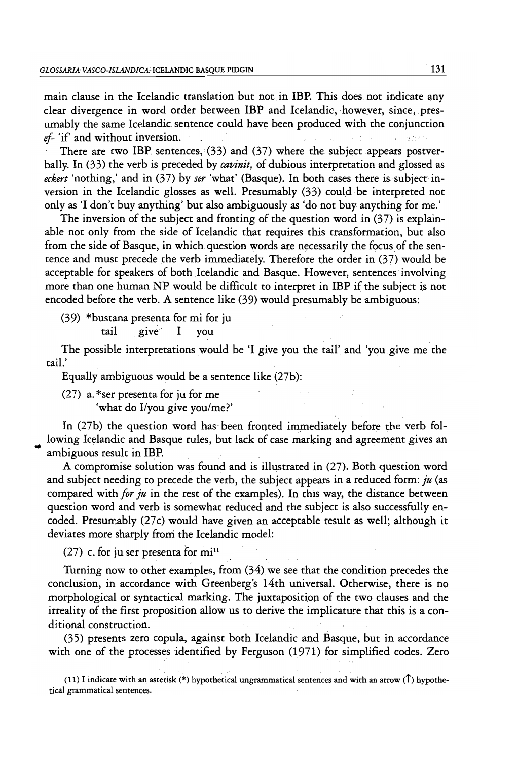main clause in the Icelandic translation but not in IBP. This does not indicate any clear divergence in word order between IBP and Icelandic, however, since, presumably the same Icelandic sentence could have been produced with the conjunction *ef-* 'if' and without inversion.

There are two IBP sentences, (33) and (37) where the subject appears postverbally. In (33) the verb is preceded by *cavinit,* of dubious interpretation and glossed as *eckert* 'nothing,' and in (37) by *ser* 'what' (Basque). In both cases there is subject inversion in the Icelandic glosses as well. Presumably (33) could be interpreted not only as 'I don't buy anything' but also ambiguously as 'do not buy anything for me.'

The inversion of the subject and fronting of the question word in (37) is explainable not only from the side of Icelandic that requires this transformation, but also from the side of Basque, in which question words are necessarily the focus of the sentence and must precede the verb immediately. Therefore the order in (37) would be acceptable for speakers of both Icelandic and Basque. However, sentences involving more than one human NP would be difficult to interpret in IBP if the subject is not encoded before the verb. A sentence like (39) would presumably be ambiguous:

(39) *bustana presenta for mi for ju
tail give I you

The possible interpretations would be 'I give you the tail' and 'you give me the tail.'

Equally ambiguous would be a sentence like (27b):

(27) a. *ser presenta for ju for me
'what do I/you give you/me?'

In (27b) the question word has been fronted immediately before the verb following Icelandic and Basque rules, but lack of case marking and agreement gives an ambiguous result in IBP.

A compromise solution was found and is illustrated in (27). Both question word and subject needing to precede the verb, the subject appears in a reduced form: *ju* (as compared with *for ju* in the rest of the examples). In this way, the distance between question word and verb is somewhat reduced and the subject is also successfully encoded. Presumably (27c) would have given an acceptable result as well; although it deviates more sharply from the Icelandic model:

(27) c. for ju ser presenta for mi[11]

Turning now to other examples, from (34) we see that the condition precedes the conclusion, in accordance with Greenberg's 14th universal. Otherwise, there is no morphological or syntactical marking. The juxtaposition of the two clauses and the irreality of the first proposition allow us to derive the implicature that this is a conditional construction.

(35) presents zero copula, against both Icelandic and Basque, but in accordance with one of the processes identified by Ferguson (1971) for simplified codes. Zero

(11) I indicate with an asterisk (*) hypothetical ungrammatical sentences and with an arrow (↑) hypothetical grammatical sentences.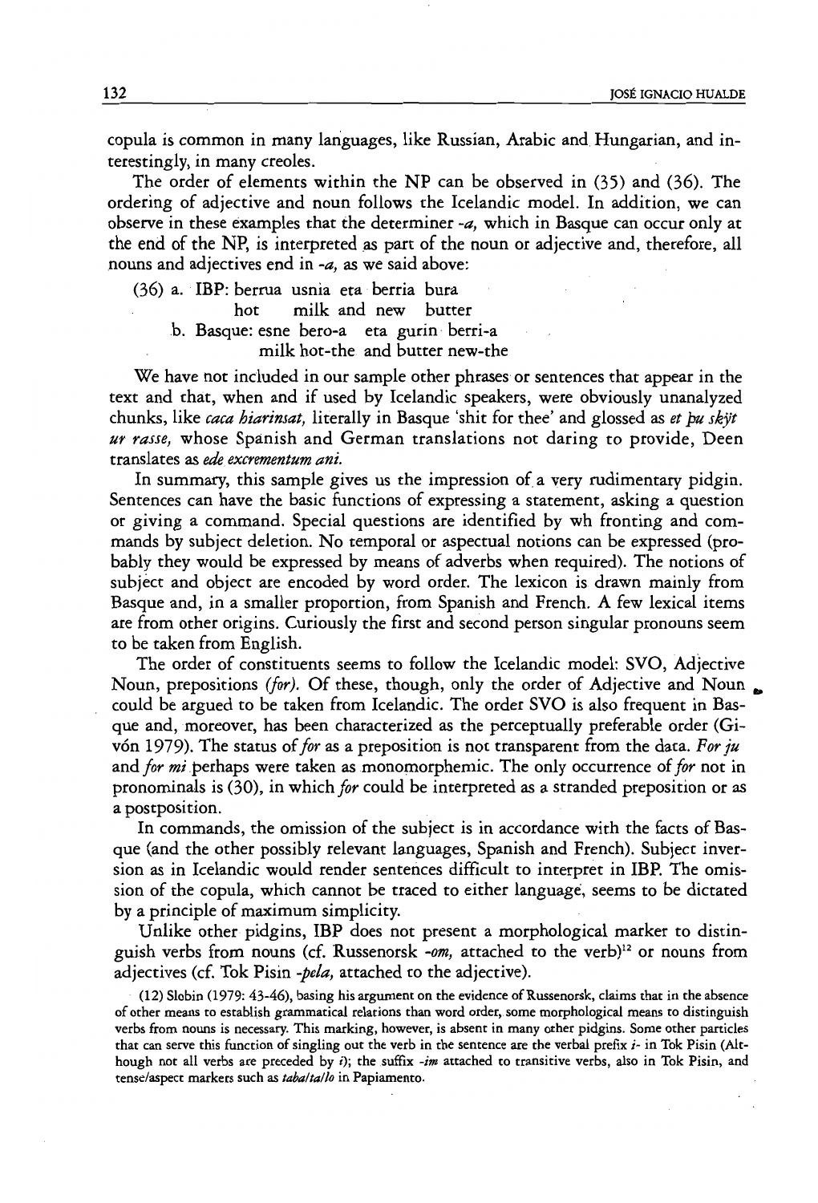copula is common in many languages, like Russian, Arabic and Hungarian, and interestingly, in many creoles.

The order of elements within the NP can be observed in (35) and (36). The ordering of adjective and noun follows the Icelandic model. In addition, we can observe in these examples that the determiner *-a,* which in Basque can occur only at the end of the NP, is interpreted as part of the noun or adjective and, therefore, all nouns and adjectives end in *-a,* as we said above:

(36) a. IBP: berrua usnia eta berria bura
  hot milk and new butter

 b. Basque: esne bero-a eta gurin berri-a
  milk hot-the and butter new-the

We have not included in our sample other phrases or sentences that appear in the text and that, when and if used by Icelandic speakers, were obviously unanalyzed chunks, like *caca hiarinsat,* literally in Basque 'shit for thee' and glossed as *et þu skÿt ur rasse,* whose Spanish and German translations not daring to provide, Deen translates as *ede excrementum ani.*

In summary, this sample gives us the impression of a very rudimentary pidgin. Sentences can have the basic functions of expressing a statement, asking a question or giving a command. Special questions are identified by wh fronting and commands by subject deletion. No temporal or aspectual notions can be expressed (probably they would be expressed by means of adverbs when required). The notions of subject and object are encoded by word order. The lexicon is drawn mainly from Basque and, in a smaller proportion, from Spanish and French. A few lexical items are from other origins. Curiously the first and second person singular pronouns seem to be taken from English.

The order of constituents seems to follow the Icelandic model: SVO, Adjective Noun, prepositions *(for).* Of these, though, only the order of Adjective and Noun could be argued to be taken from Icelandic. The order SVO is also frequent in Basque and, moreover, has been characterized as the perceptually preferable order (Givón 1979). The status of *for* as a preposition is not transparent from the data. *For ju* and *for mi* perhaps were taken as monomorphemic. The only occurrence of *for* not in pronominals is (30), in which *for* could be interpreted as a stranded preposition or as a postposition.

In commands, the omission of the subject is in accordance with the facts of Basque (and the other possibly relevant languages, Spanish and French). Subject inversion as in Icelandic would render sentences difficult to interpret in IBP. The omission of the copula, which cannot be traced to either language, seems to be dictated by a principle of maximum simplicity.

Unlike other pidgins, IBP does not present a morphological marker to distinguish verbs from nouns (cf. Russenorsk *-om,* attached to the verb)[12] or nouns from adjectives (cf. Tok Pisin *-pela,* attached to the adjective).

(12) Slobin (1979: 43-46), basing his argument on the evidence of Russenorsk, claims that in the absence of other means to establish grammatical relations than word order, some morphological means to distinguish verbs from nouns is necessary. This marking, however, is absent in many other pidgins. Some other particles that can serve this function of singling out the verb in the sentence are the verbal prefix *i-* in Tok Pisin (Although not all verbs are preceded by *i*); the suffix *-im* attached to transitive verbs, also in Tok Pisin, and tense/aspect markers such as *taba/ta/lo* in Papiamento.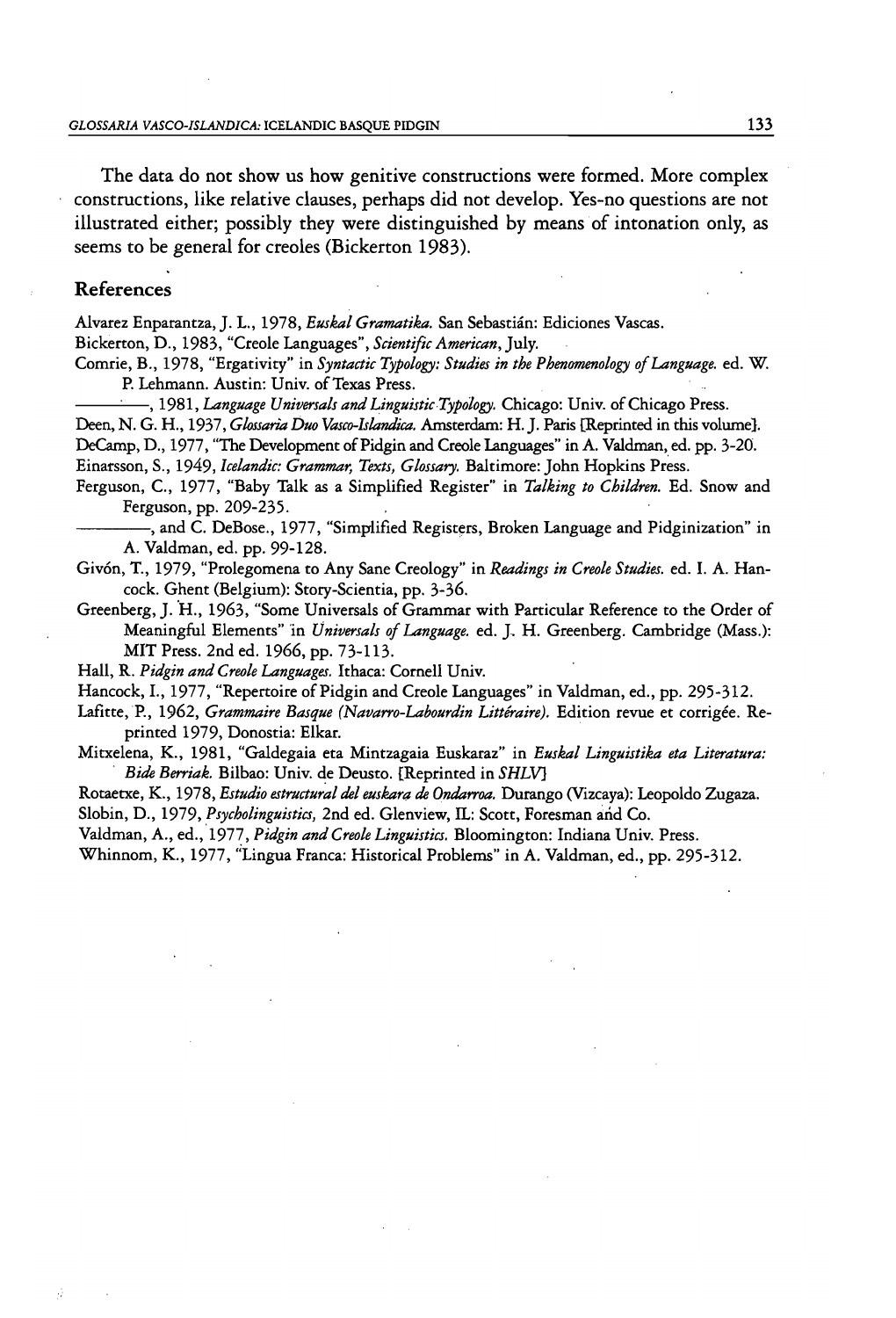The data do not show us how genitive constructions were formed. More complex constructions, like relative clauses, perhaps did not develop. Yes-no questions are not illustrated either; possibly they were distinguished by means of intonation only, as seems to be general for creoles (Bickerton 1983).

## References

Alvarez Enparantza, J. L., 1978, *Euskal Gramatika.* San Sebastián: Ediciones Vascas.

Bickerton, D., 1983, "Creole Languages", *Scientific American*, July.

Comrie, B., 1978, "Ergativity" in *Syntactic Typology: Studies in the Phenomenology of Language.* ed. W. P. Lehmann. Austin: Univ. of Texas Press.

———, 1981, *Language Universals and Linguistic Typology.* Chicago: Univ. of Chicago Press.

Deen, N. G. H., 1937, *Glossaria Duo Vasco-Islandica.* Amsterdam: H. J. Paris [Reprinted in this volume].

DeCamp, D., 1977, "The Development of Pidgin and Creole Languages" in A. Valdman, ed. pp. 3-20.

Einarsson, S., 1949, *Icelandic: Grammar, Texts, Glossary.* Baltimore: John Hopkins Press.

Ferguson, C., 1977, "Baby Talk as a Simplified Register" in *Talking to Children.* Ed. Snow and Ferguson, pp. 209-235.

———, and C. DeBose., 1977, "Simplified Registers, Broken Language and Pidginization" in A. Valdman, ed. pp. 99-128.

Givón, T., 1979, "Prolegomena to Any Sane Creology" in *Readings in Creole Studies.* ed. I. A. Hancock. Ghent (Belgium): Story-Scientia, pp. 3-36.

Greenberg, J. H., 1963, "Some Universals of Grammar with Particular Reference to the Order of Meaningful Elements" in *Universals of Language.* ed. J. H. Greenberg. Cambridge (Mass.): MIT Press. 2nd ed. 1966, pp. 73-113.

Hall, R. *Pidgin and Creole Languages.* Ithaca: Cornell Univ.

Hancock, I., 1977, "Repertoire of Pidgin and Creole Languages" in Valdman, ed., pp. 295-312.

Lafitte, P., 1962, *Grammaire Basque (Navarro-Labourdin Littéraire).* Edition revue et corrigée. Reprinted 1979, Donostia: Elkar.

Mitxelena, K., 1981, "Galdegaia eta Mintzagaia Euskaraz" in *Euskal Linguistika eta Literatura: Bide Berriak.* Bilbao: Univ. de Deusto. [Reprinted in *SHLV*]

Rotaetxe, K., 1978, *Estudio estructural del euskara de Ondarroa.* Durango (Vizcaya): Leopoldo Zugaza.

Slobin, D., 1979, *Psycholinguistics*, 2nd ed. Glenview, IL: Scott, Foresman and Co.

Valdman, A., ed., 1977, *Pidgin and Creole Linguistics.* Bloomington: Indiana Univ. Press.

Whinnom, K., 1977, "Lingua Franca: Historical Problems" in A. Valdman, ed., pp. 295-312.